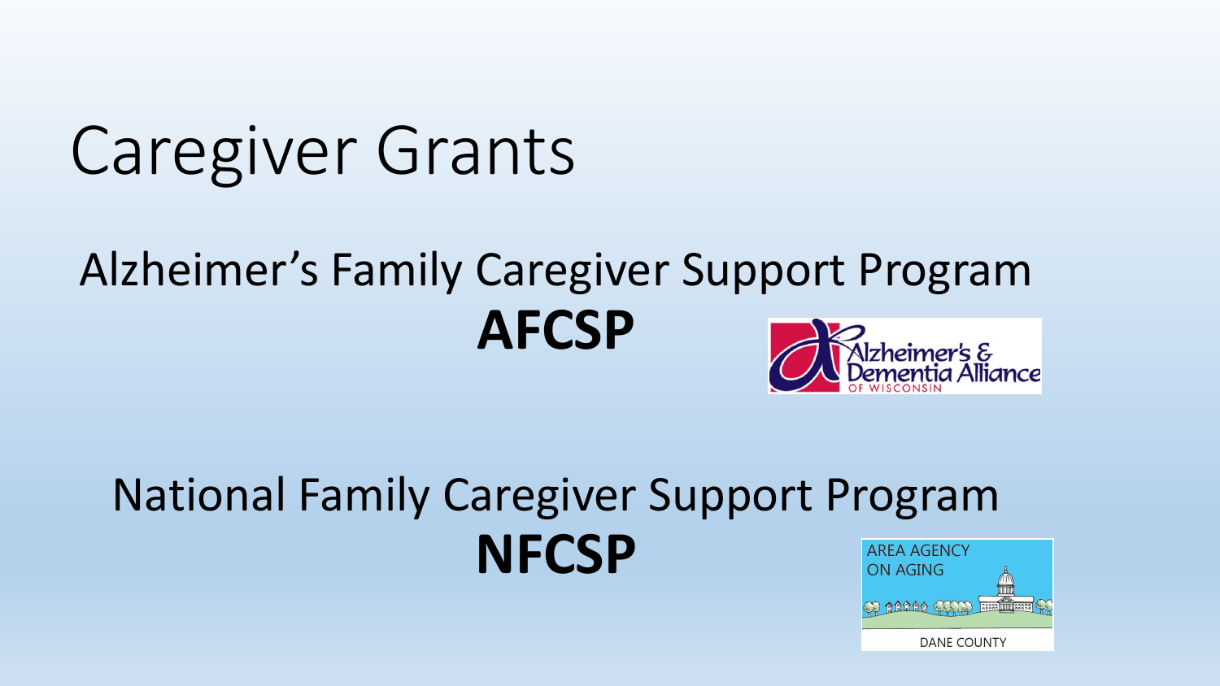# Caregiver Grants

## Alzheimer's Family Caregiver Support Program

**AFCSP**

Alzheimer's & Dementia Alliance OF WISCONSIN

## National Family Caregiver Support Program

**NFCSP**

AREA AGENCY ON AGING

DANE COUNTY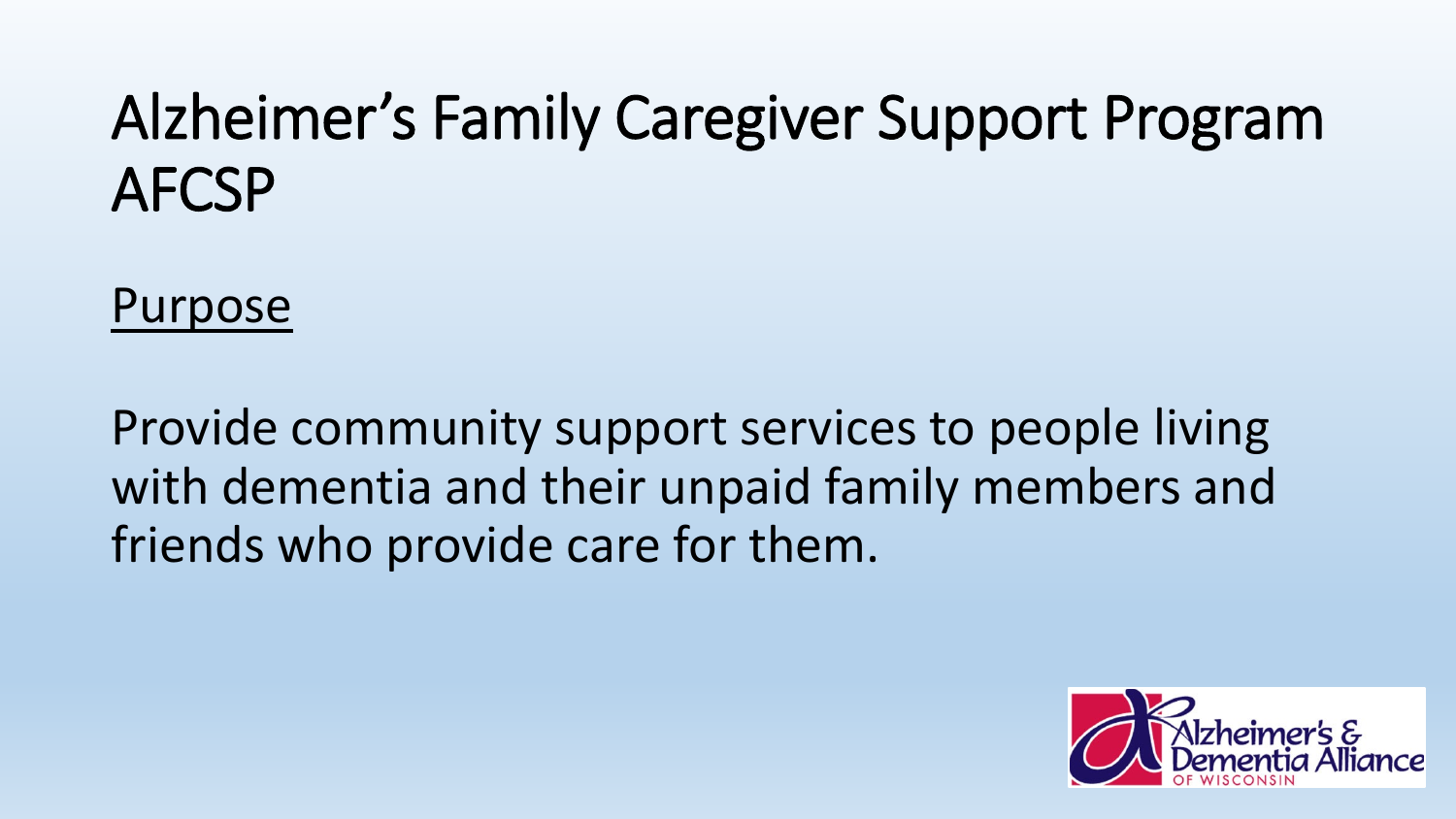# Alzheimer's Family Caregiver Support Program AFCSP

<u>Purpose</u>

Provide community support services to people living with dementia and their unpaid family members and friends who provide care for them.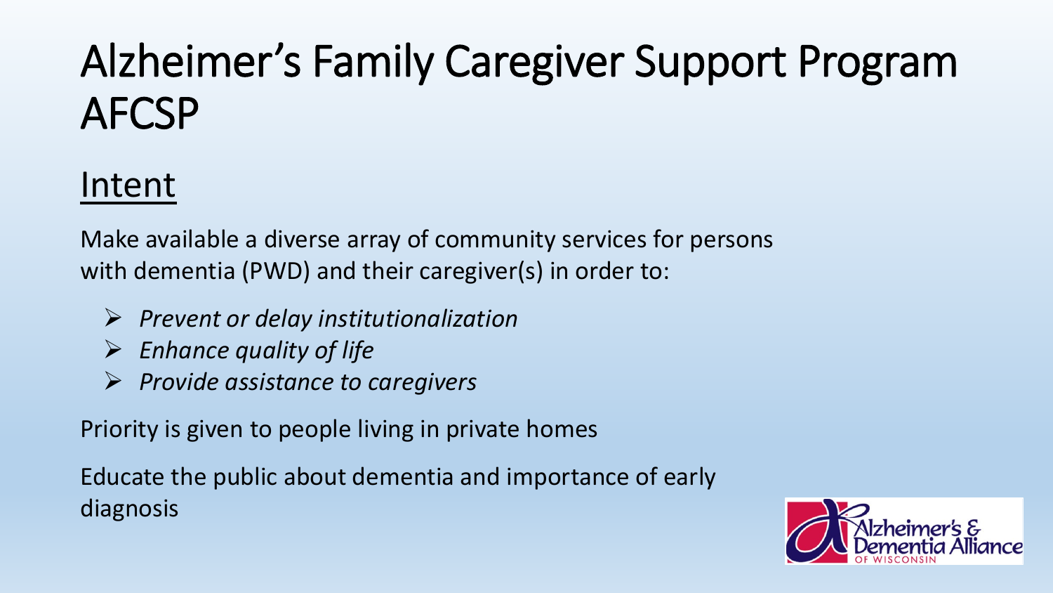# Alzheimer's Family Caregiver Support Program AFCSP

## Intent

Make available a diverse array of community services for persons with dementia (PWD) and their caregiver(s) in order to:

- *Prevent or delay institutionalization*
- *Enhance quality of life*
- *Provide assistance to caregivers*

Priority is given to people living in private homes

Educate the public about dementia and importance of early diagnosis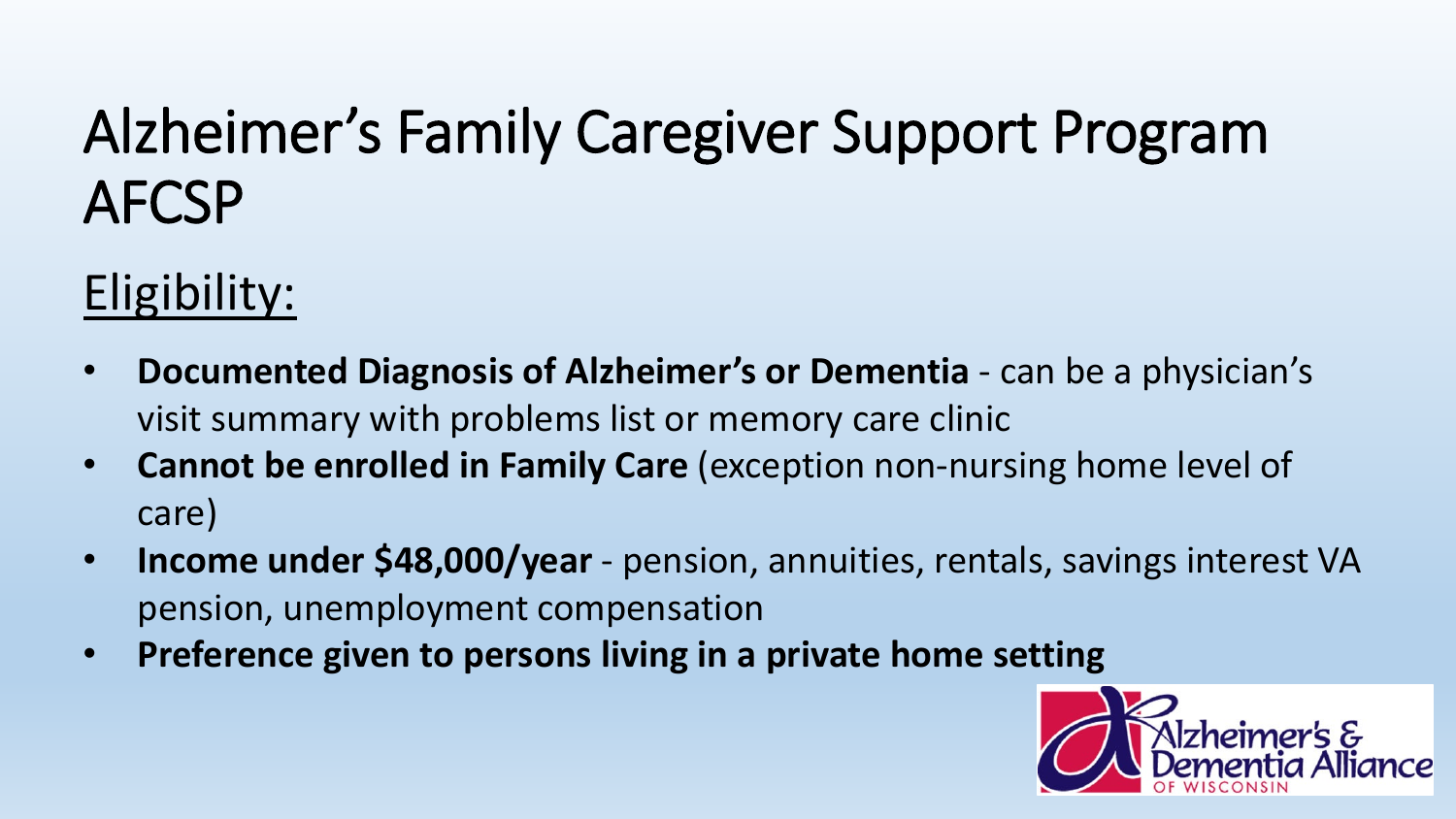# Alzheimer’s Family Caregiver Support Program AFCSP

## Eligibility:

- **Documented Diagnosis of Alzheimer’s or Dementia** - can be a physician’s visit summary with problems list or memory care clinic
- **Cannot be enrolled in Family Care** (exception non-nursing home level of care)
- **Income under $48,000/year** - pension, annuities, rentals, savings interest VA pension, unemployment compensation
- **Preference given to persons living in a private home setting**

Alzheimer’s & Dementia Alliance OF WISCONSIN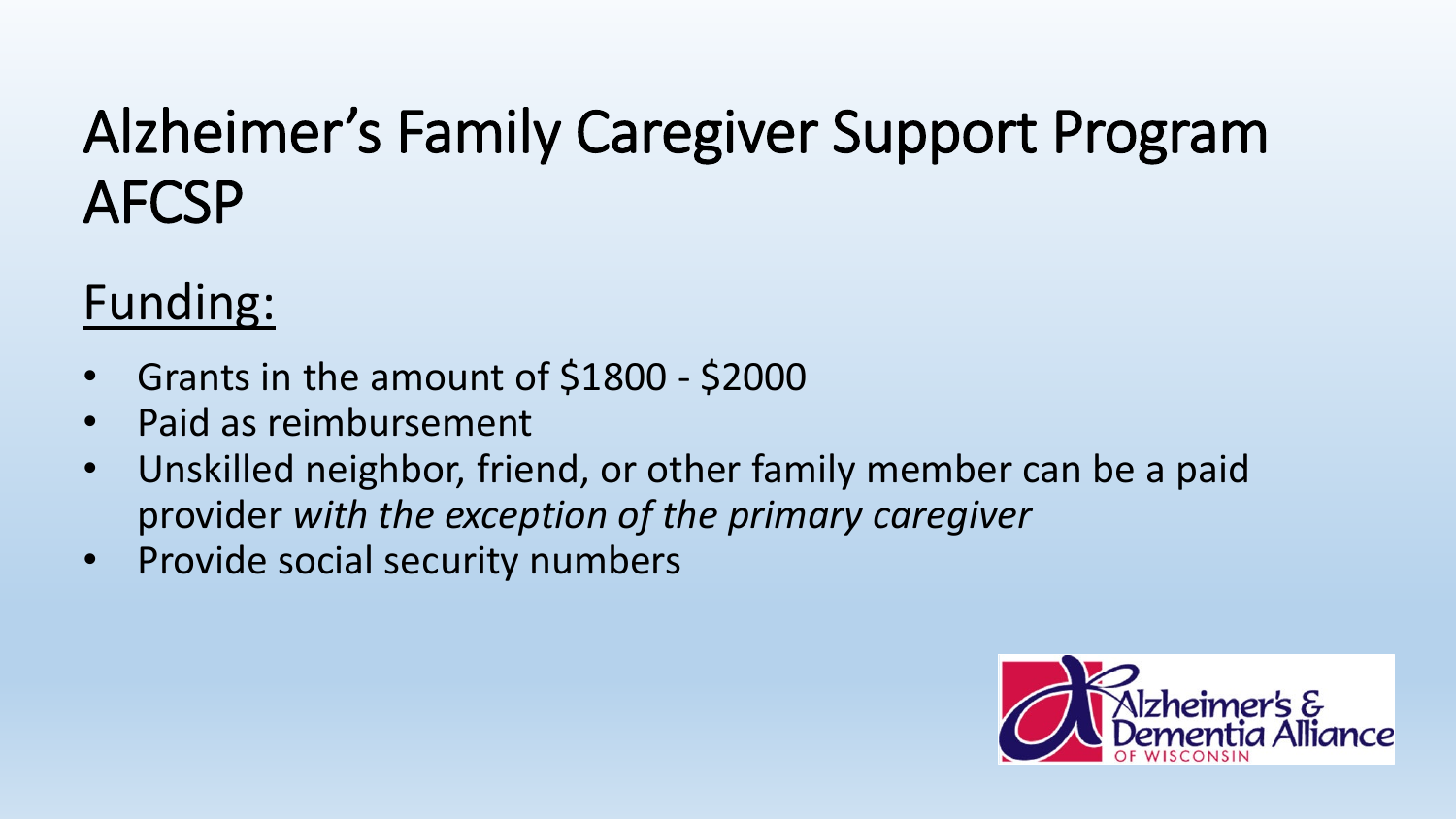# Alzheimer's Family Caregiver Support Program AFCSP

## Funding:

- Grants in the amount of $1800 - $2000
- Paid as reimbursement
- Unskilled neighbor, friend, or other family member can be a paid provider *with the exception of the primary caregiver*
- Provide social security numbers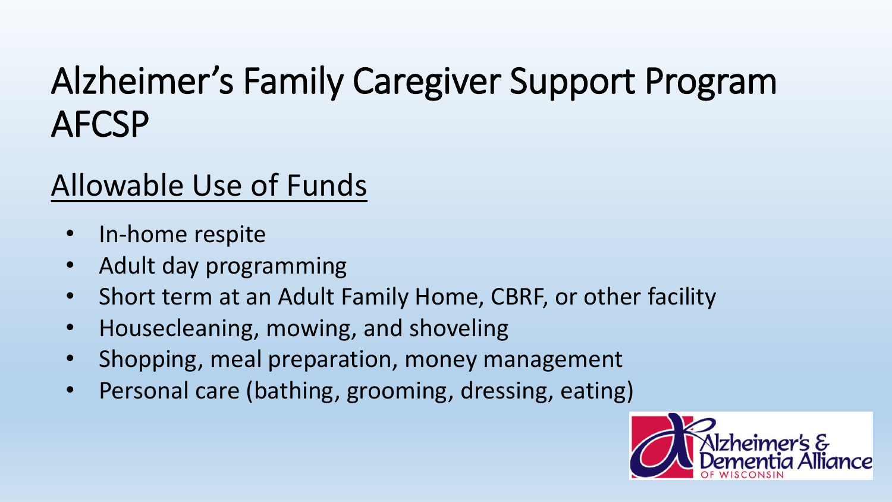# Alzheimer's Family Caregiver Support Program AFCSP

## Allowable Use of Funds

- In-home respite
- Adult day programming
- Short term at an Adult Family Home, CBRF, or other facility
- Housecleaning, mowing, and shoveling
- Shopping, meal preparation, money management
- Personal care (bathing, grooming, dressing, eating)

Alzheimer's & Dementia Alliance OF WISCONSIN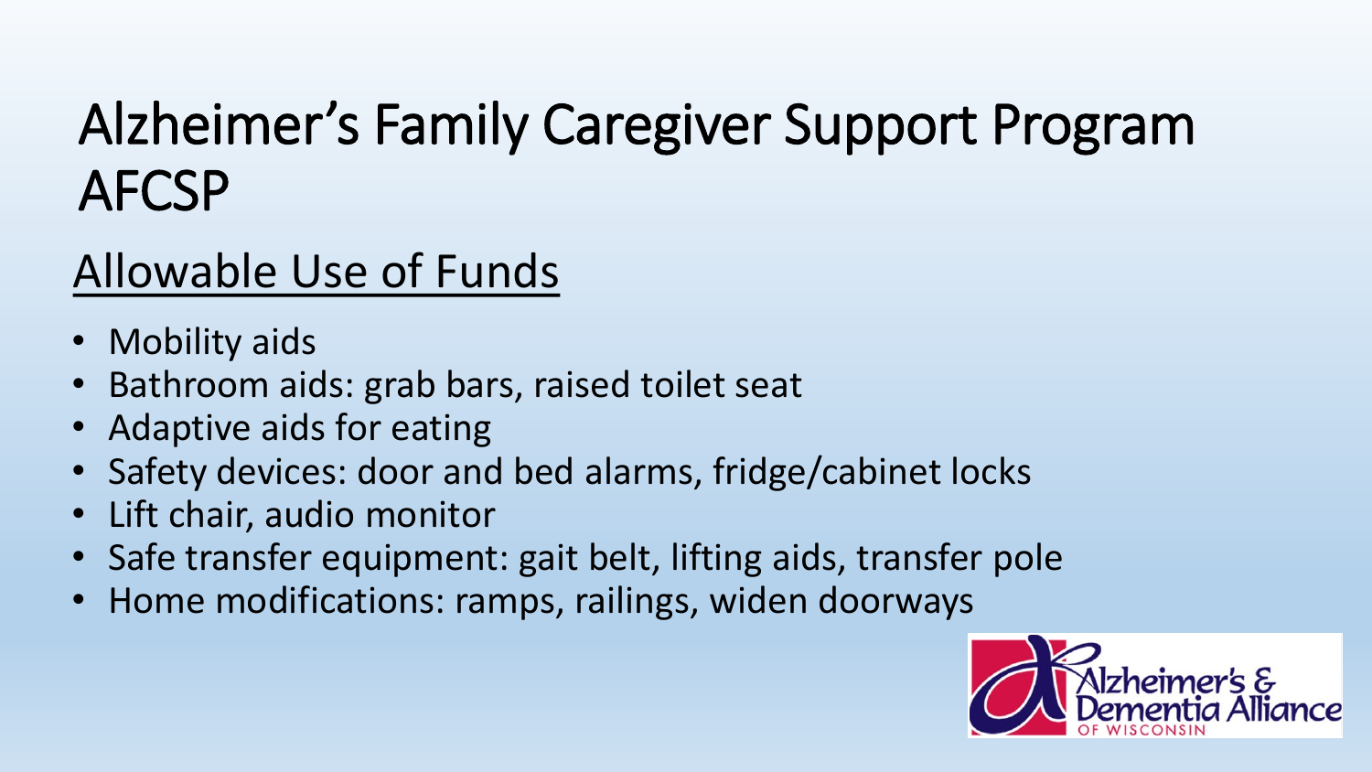# Alzheimer's Family Caregiver Support Program AFCSP

## Allowable Use of Funds

- Mobility aids
- Bathroom aids: grab bars, raised toilet seat
- Adaptive aids for eating
- Safety devices: door and bed alarms, fridge/cabinet locks
- Lift chair, audio monitor
- Safe transfer equipment: gait belt, lifting aids, transfer pole
- Home modifications: ramps, railings, widen doorways

Alzheimer's & Dementia Alliance OF WISCONSIN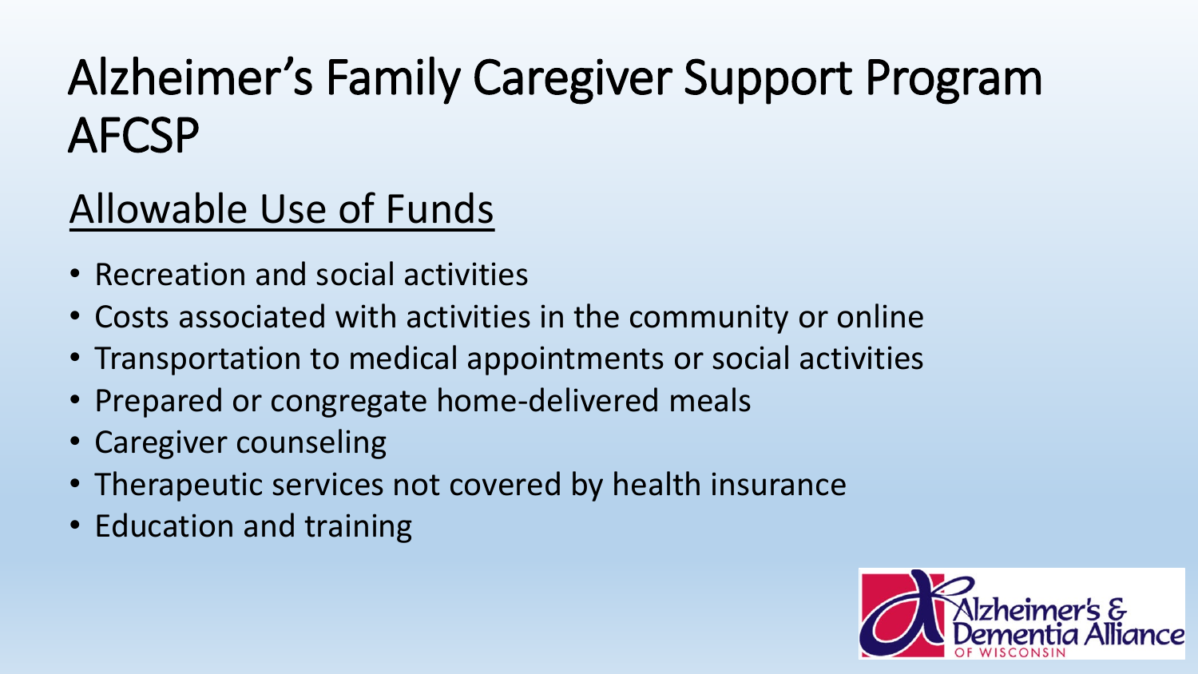# Alzheimer's Family Caregiver Support Program AFCSP

## Allowable Use of Funds

- Recreation and social activities
- Costs associated with activities in the community or online
- Transportation to medical appointments or social activities
- Prepared or congregate home-delivered meals
- Caregiver counseling
- Therapeutic services not covered by health insurance
- Education and training

Alzheimer's & Dementia Alliance OF WISCONSIN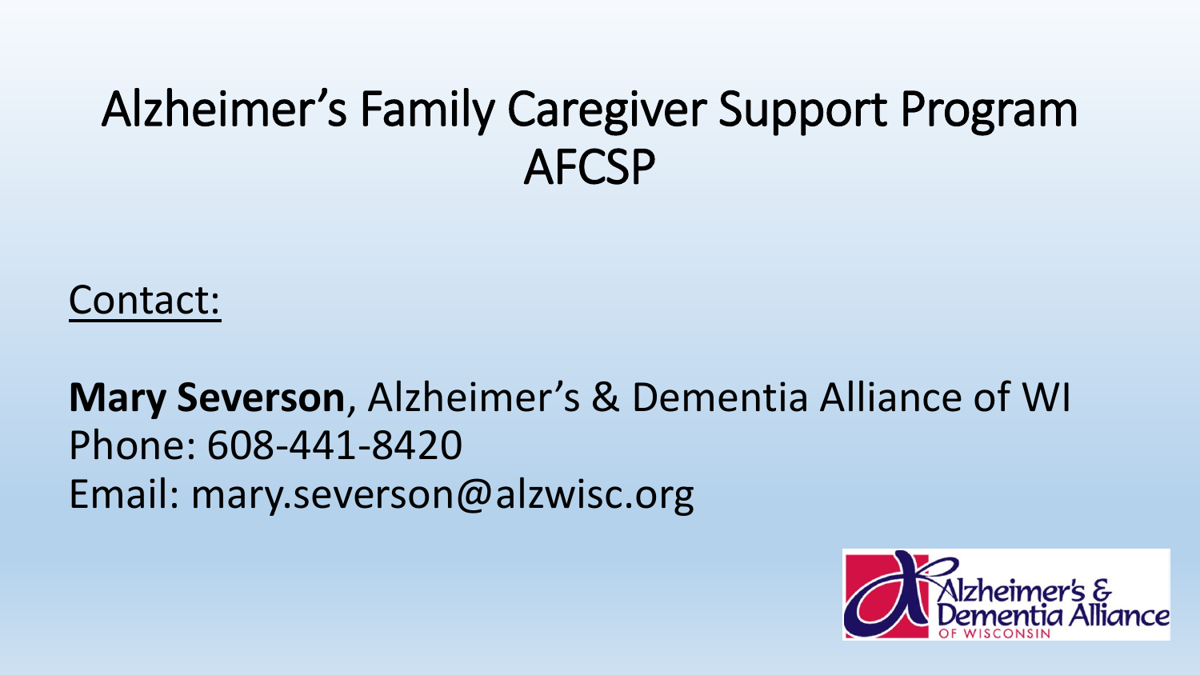# Alzheimer's Family Caregiver Support Program AFCSP

<u>Contact:</u>

**Mary Severson**, Alzheimer's & Dementia Alliance of WI
Phone: 608-441-8420
Email: mary.severson@alzwisc.org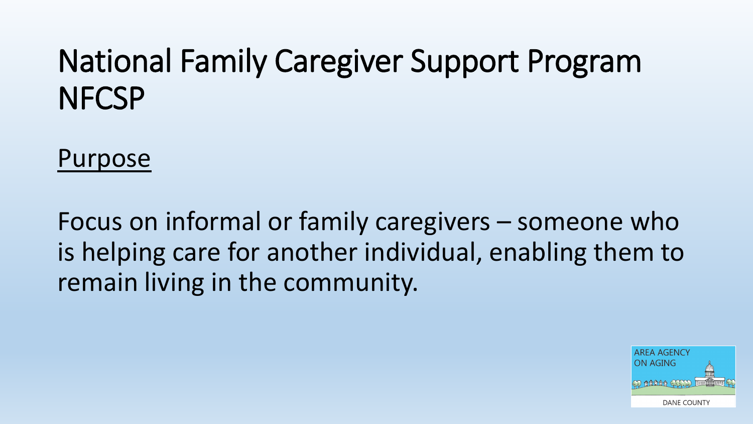# National Family Caregiver Support Program NFCSP

## Purpose

Focus on informal or family caregivers – someone who is helping care for another individual, enabling them to remain living in the community.

AREA AGENCY ON AGING

DANE COUNTY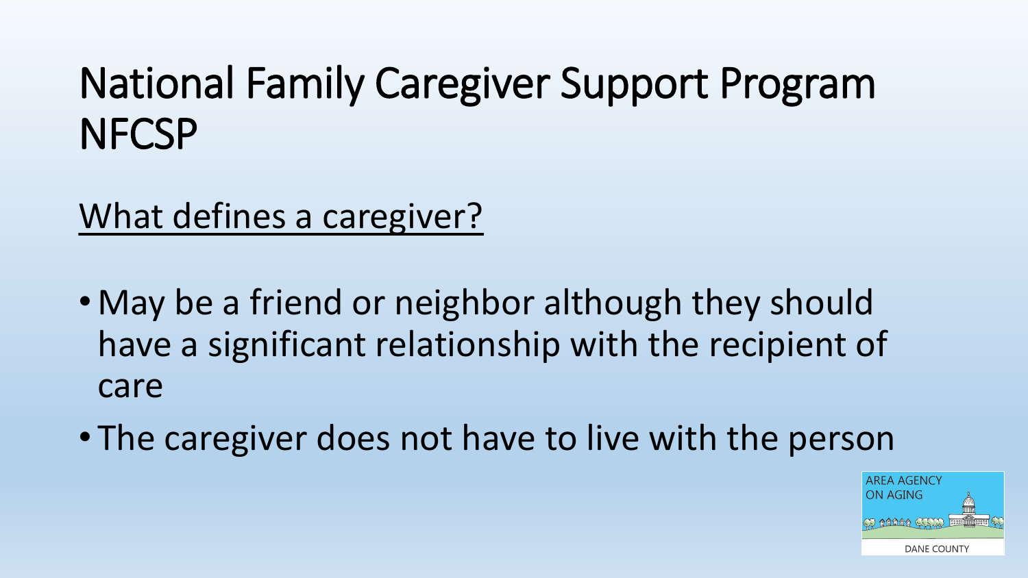# National Family Caregiver Support Program NFCSP

What defines a caregiver?

- May be a friend or neighbor although they should have a significant relationship with the recipient of care
- The caregiver does not have to live with the person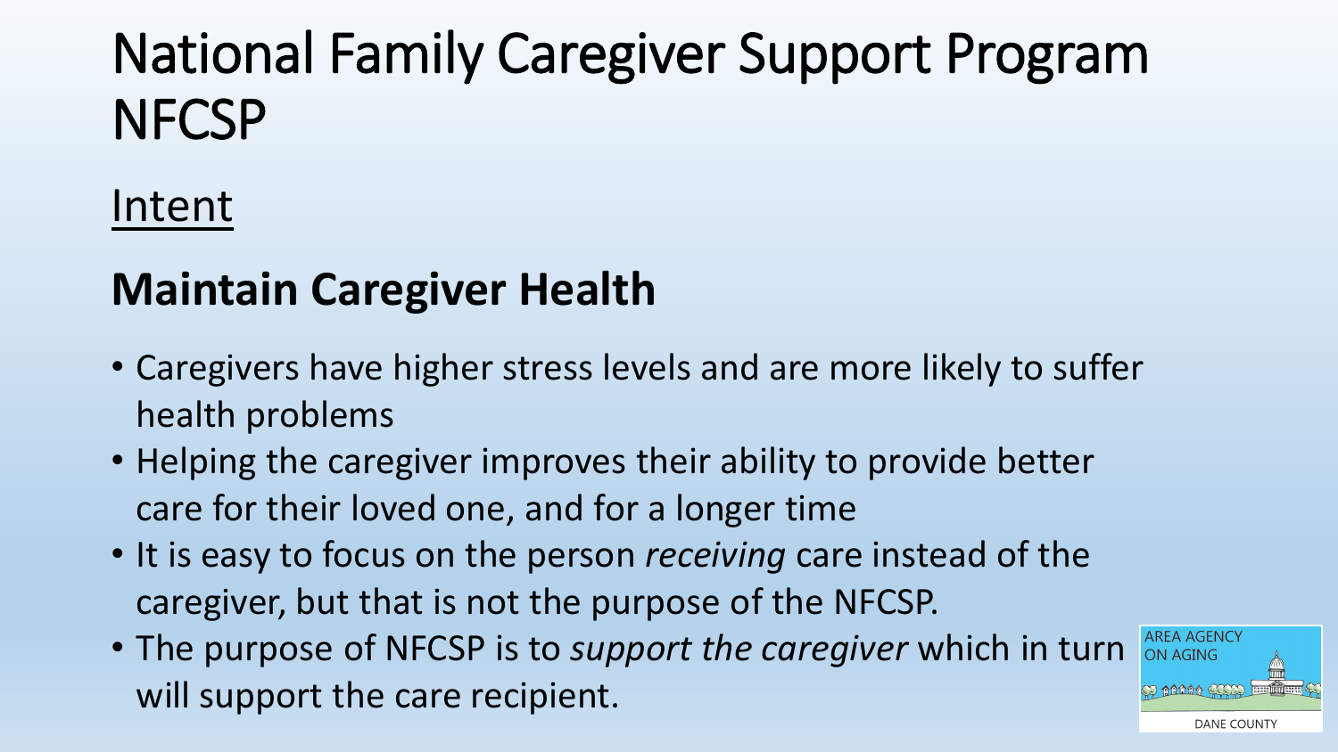# National Family Caregiver Support Program NFCSP

## Intent

### **Maintain Caregiver Health**

- Caregivers have higher stress levels and are more likely to suffer health problems
- Helping the caregiver improves their ability to provide better care for their loved one, and for a longer time
- It is easy to focus on the person *receiving* care instead of the caregiver, but that is not the purpose of the NFCSP.
- The purpose of NFCSP is to *support the caregiver* which in turn will support the care recipient.

AREA AGENCY ON AGING

DANE COUNTY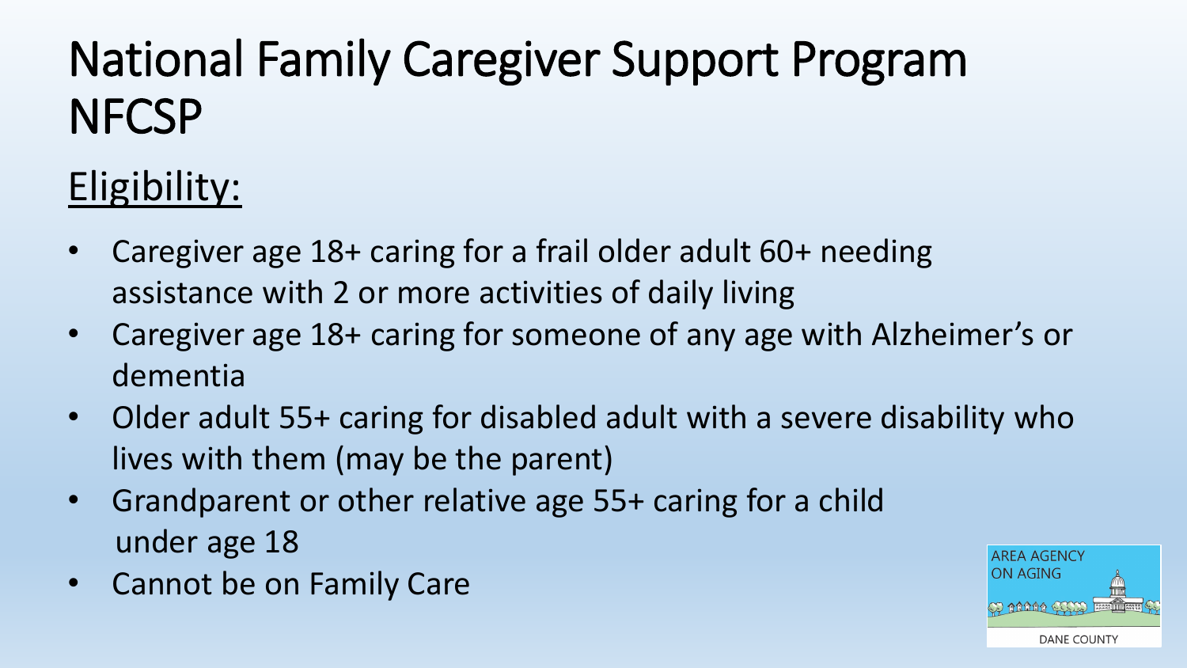# National Family Caregiver Support Program NFCSP

## Eligibility:

- Caregiver age 18+ caring for a frail older adult 60+ needing assistance with 2 or more activities of daily living
- Caregiver age 18+ caring for someone of any age with Alzheimer's or dementia
- Older adult 55+ caring for disabled adult with a severe disability who lives with them (may be the parent)
- Grandparent or other relative age 55+ caring for a child under age 18
- Cannot be on Family Care

AREA AGENCY ON AGING

DANE COUNTY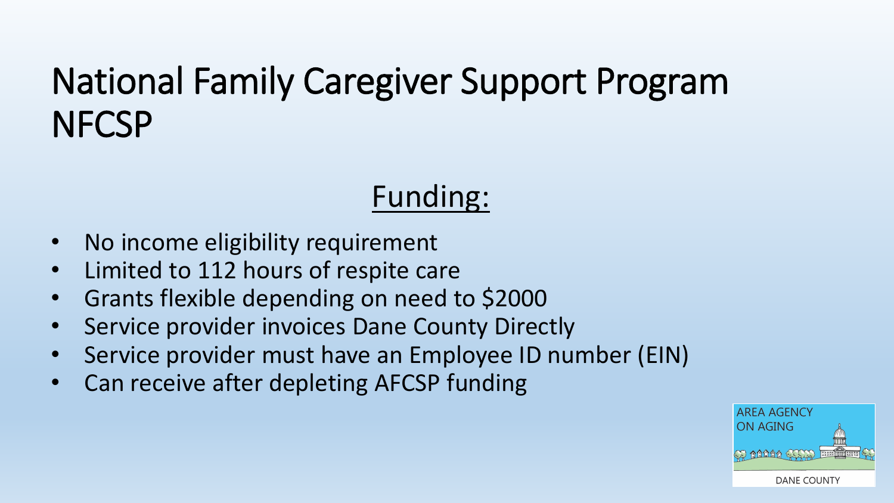# National Family Caregiver Support Program NFCSP

## Funding:

- No income eligibility requirement
- Limited to 112 hours of respite care
- Grants flexible depending on need to $2000
- Service provider invoices Dane County Directly
- Service provider must have an Employee ID number (EIN)
- Can receive after depleting AFCSP funding

AREA AGENCY ON AGING

DANE COUNTY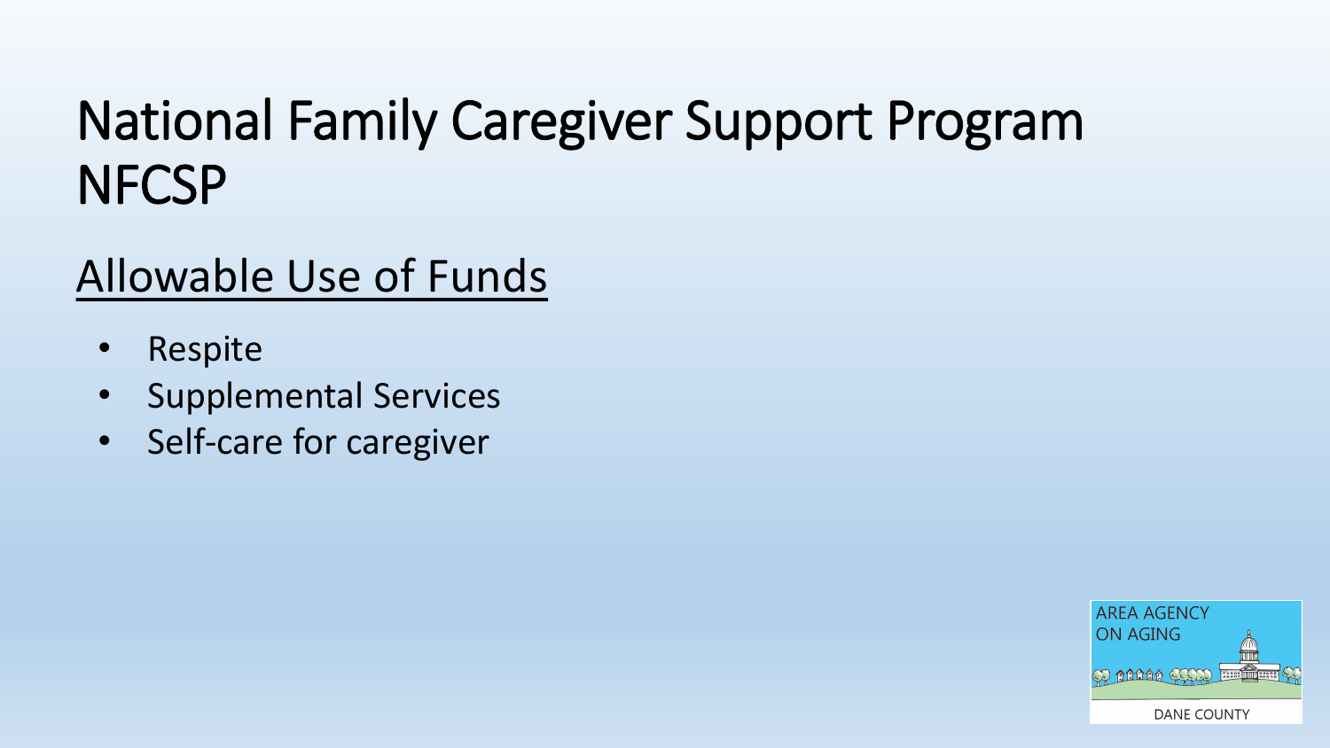# National Family Caregiver Support Program NFCSP

## Allowable Use of Funds

- Respite
- Supplemental Services
- Self-care for caregiver

AREA AGENCY ON AGING

DANE COUNTY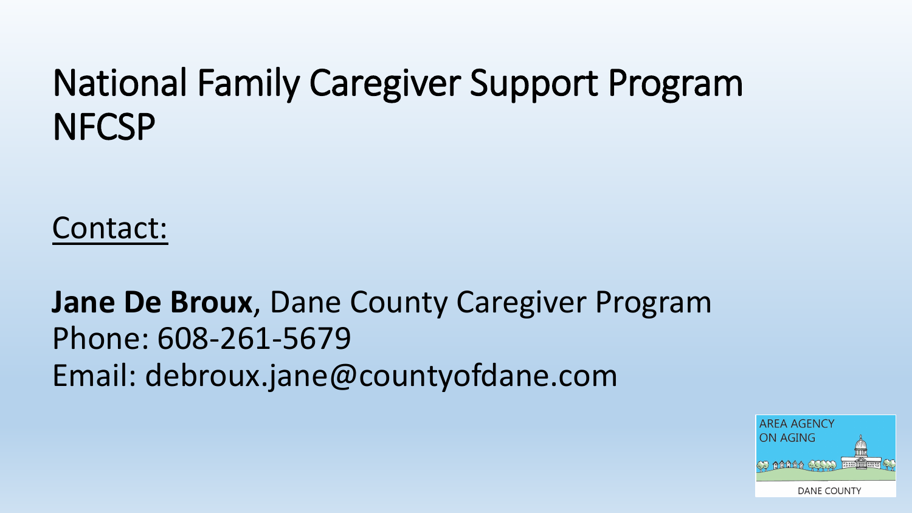# National Family Caregiver Support Program NFCSP

Contact:

**Jane De Broux**, Dane County Caregiver Program
Phone: 608-261-5679
Email: debroux.jane@countyofdane.com